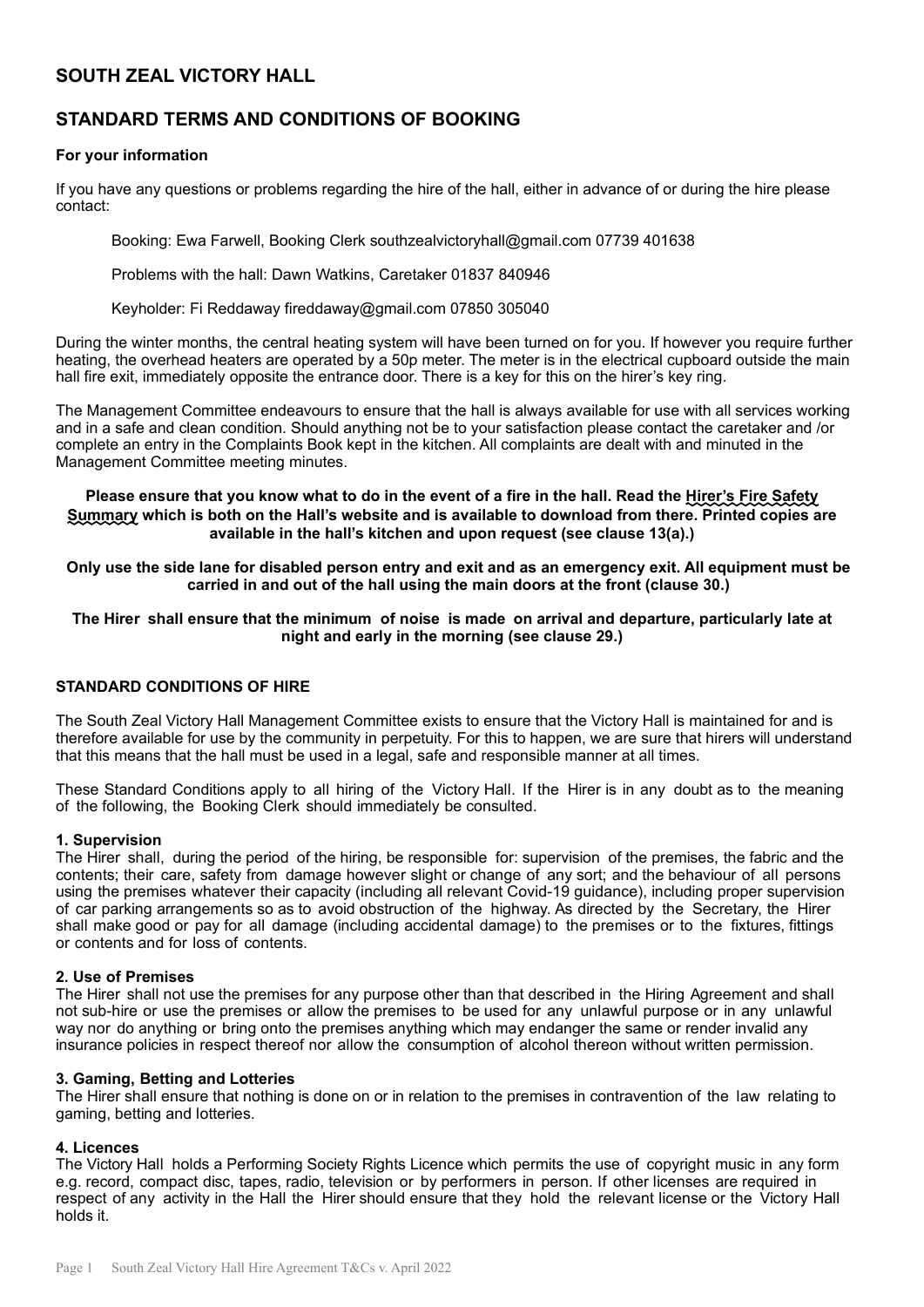# SOUTH ZEAL VICTORY HALL

## STANDARD TERMS AND CONDITIONS OF BOOKING

**For your information**

If you have any questions or problems regarding the hire of the hall, either in advance of or during the hire please contact:

Booking: Ewa Farwell, Booking Clerk southzealvictoryhall@gmail.com 07739 401638

Problems with the hall: Dawn Watkins, Caretaker 01837 840946

Keyholder: Fi Reddaway fireddaway@gmail.com 07850 305040

During the winter months, the central heating system will have been turned on for you. If however you require further heating, the overhead heaters are operated by a 50p meter. The meter is in the electrical cupboard outside the main hall fire exit, immediately opposite the entrance door. There is a key for this on the hirer's key ring.

The Management Committee endeavours to ensure that the hall is always available for use with all services working and in a safe and clean condition. Should anything not be to your satisfaction please contact the caretaker and /or complete an entry in the Complaints Book kept in the kitchen. All complaints are dealt with and minuted in the Management Committee meeting minutes.

**Please ensure that you know what to do in the event of a fire in the hall. Read the Hirer's Fire Safety Summary which is both on the Hall's website and is available to download from there. Printed copies are available in the hall's kitchen and upon request (see clause 13(a).)**

**Only use the side lane for disabled person entry and exit and as an emergency exit. All equipment must be carried in and out of the hall using the main doors at the front (clause 30.)**

**The Hirer shall ensure that the minimum of noise is made on arrival and departure, particularly late at night and early in the morning (see clause 29.)**

### STANDARD CONDITIONS OF HIRE

The South Zeal Victory Hall Management Committee exists to ensure that the Victory Hall is maintained for and is therefore available for use by the community in perpetuity. For this to happen, we are sure that hirers will understand that this means that the hall must be used in a legal, safe and responsible manner at all times.

These Standard Conditions apply to all hiring of the Victory Hall. If the Hirer is in any doubt as to the meaning of the following, the Booking Clerk should immediately be consulted.

**1. Supervision**
The Hirer shall, during the period of the hiring, be responsible for: supervision of the premises, the fabric and the contents; their care, safety from damage however slight or change of any sort; and the behaviour of all persons using the premises whatever their capacity (including all relevant Covid-19 guidance), including proper supervision of car parking arrangements so as to avoid obstruction of the highway. As directed by the Secretary, the Hirer shall make good or pay for all damage (including accidental damage) to the premises or to the fixtures, fittings or contents and for loss of contents.

**2. Use of Premises**
The Hirer shall not use the premises for any purpose other than that described in the Hiring Agreement and shall not sub-hire or use the premises or allow the premises to be used for any unlawful purpose or in any unlawful way nor do anything or bring onto the premises anything which may endanger the same or render invalid any insurance policies in respect thereof nor allow the consumption of alcohol thereon without written permission.

**3. Gaming, Betting and Lotteries**
The Hirer shall ensure that nothing is done on or in relation to the premises in contravention of the law relating to gaming, betting and lotteries.

**4. Licences**
The Victory Hall holds a Performing Society Rights Licence which permits the use of copyright music in any form e.g. record, compact disc, tapes, radio, television or by performers in person. If other licenses are required in respect of any activity in the Hall the Hirer should ensure that they hold the relevant license or the Victory Hall holds it.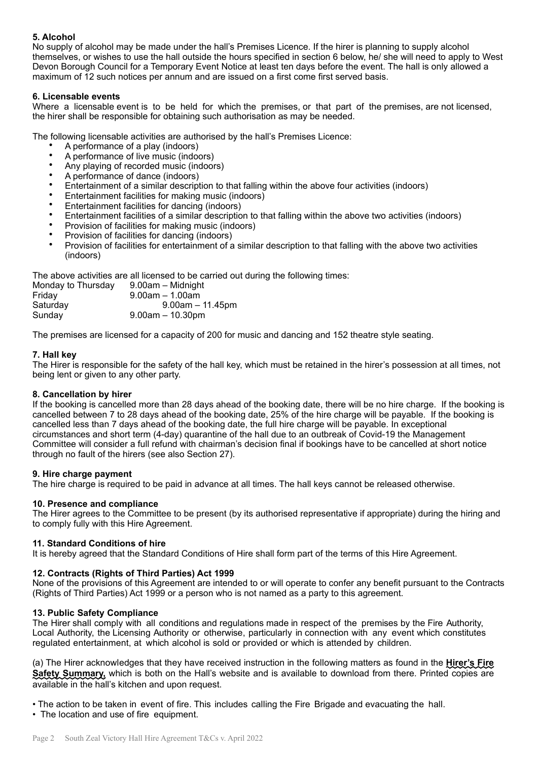**5. Alcohol**

No supply of alcohol may be made under the hall's Premises Licence. If the hirer is planning to supply alcohol themselves, or wishes to use the hall outside the hours specified in section 6 below, he/ she will need to apply to West Devon Borough Council for a Temporary Event Notice at least ten days before the event. The hall is only allowed a maximum of 12 such notices per annum and are issued on a first come first served basis.

**6. Licensable events**

Where a licensable event is to be held for which the premises, or that part of the premises, are not licensed, the hirer shall be responsible for obtaining such authorisation as may be needed.

The following licensable activities are authorised by the hall's Premises Licence:

- A performance of a play (indoors)
- A performance of live music (indoors)
- Any playing of recorded music (indoors)
- A performance of dance (indoors)
- Entertainment of a similar description to that falling within the above four activities (indoors)
- Entertainment facilities for making music (indoors)
- Entertainment facilities for dancing (indoors)
- Entertainment facilities of a similar description to that falling within the above two activities (indoors)
- Provision of facilities for making music (indoors)
- Provision of facilities for dancing (indoors)
- Provision of facilities for entertainment of a similar description to that falling with the above two activities (indoors)

The above activities are all licensed to be carried out during the following times:

| | |
|---|---|
| Monday to Thursday | 9.00am – Midnight |
| Friday | 9.00am – 1.00am |
| Saturday | 9.00am – 11.45pm |
| Sunday | 9.00am – 10.30pm |

The premises are licensed for a capacity of 200 for music and dancing and 152 theatre style seating.

**7. Hall key**

The Hirer is responsible for the safety of the hall key, which must be retained in the hirer's possession at all times, not being lent or given to any other party.

**8. Cancellation by hirer**

If the booking is cancelled more than 28 days ahead of the booking date, there will be no hire charge. If the booking is cancelled between 7 to 28 days ahead of the booking date, 25% of the hire charge will be payable. If the booking is cancelled less than 7 days ahead of the booking date, the full hire charge will be payable. In exceptional circumstances and short term (4-day) quarantine of the hall due to an outbreak of Covid-19 the Management Committee will consider a full refund with chairman's decision final if bookings have to be cancelled at short notice through no fault of the hirers (see also Section 27).

**9. Hire charge payment**

The hire charge is required to be paid in advance at all times. The hall keys cannot be released otherwise.

**10. Presence and compliance**

The Hirer agrees to the Committee to be present (by its authorised representative if appropriate) during the hiring and to comply fully with this Hire Agreement.

**11. Standard Conditions of hire**

It is hereby agreed that the Standard Conditions of Hire shall form part of the terms of this Hire Agreement.

**12. Contracts (Rights of Third Parties) Act 1999**

None of the provisions of this Agreement are intended to or will operate to confer any benefit pursuant to the Contracts (Rights of Third Parties) Act 1999 or a person who is not named as a party to this agreement.

**13. Public Safety Compliance**

The Hirer shall comply with all conditions and regulations made in respect of the premises by the Fire Authority, Local Authority, the Licensing Authority or otherwise, particularly in connection with any event which constitutes regulated entertainment, at which alcohol is sold or provided or which is attended by children.

(a) The Hirer acknowledges that they have received instruction in the following matters as found in the **Hirer's Fire Safety Summary,** which is both on the Hall's website and is available to download from there. Printed copies are available in the hall's kitchen and upon request.

- The action to be taken in event of fire. This includes calling the Fire Brigade and evacuating the hall.
- The location and use of fire equipment.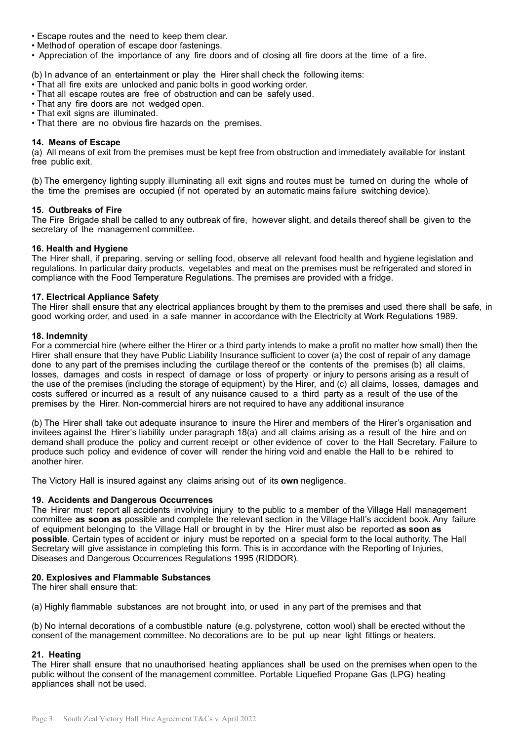- Escape routes and the need to keep them clear.
- Method of operation of escape door fastenings.
- Appreciation of the importance of any fire doors and of closing all fire doors at the time of a fire.

(b) In advance of an entertainment or play the Hirer shall check the following items:

- That all fire exits are unlocked and panic bolts in good working order.
- That all escape routes are free of obstruction and can be safely used.
- That any fire doors are not wedged open.
- That exit signs are illuminated.
- That there are no obvious fire hazards on the premises.

**14. Means of Escape**

(a) All means of exit from the premises must be kept free from obstruction and immediately available for instant free public exit.

(b) The emergency lighting supply illuminating all exit signs and routes must be turned on during the whole of the time the premises are occupied (if not operated by an automatic mains failure switching device).

**15. Outbreaks of Fire**

The Fire Brigade shall be called to any outbreak of fire, however slight, and details thereof shall be given to the secretary of the management committee.

**16. Health and Hygiene**

The Hirer shall, if preparing, serving or selling food, observe all relevant food health and hygiene legislation and regulations. In particular dairy products, vegetables and meat on the premises must be refrigerated and stored in compliance with the Food Temperature Regulations. The premises are provided with a fridge.

**17. Electrical Appliance Safety**

The Hirer shall ensure that any electrical appliances brought by them to the premises and used there shall be safe, in good working order, and used in a safe manner in accordance with the Electricity at Work Regulations 1989.

**18. Indemnity**

For a commercial hire (where either the Hirer or a third party intends to make a profit no matter how small) then the Hirer shall ensure that they have Public Liability Insurance sufficient to cover (a) the cost of repair of any damage done to any part of the premises including the curtilage thereof or the contents of the premises (b) all claims, losses, damages and costs in respect of damage or loss of property or injury to persons arising as a result of the use of the premises (including the storage of equipment) by the Hirer, and (c) all claims, losses, damages and costs suffered or incurred as a result of any nuisance caused to a third party as a result of the use of the premises by the Hirer. Non-commercial hirers are not required to have any additional insurance

(b) The Hirer shall take out adequate insurance to insure the Hirer and members of the Hirer's organisation and invitees against the Hirer's liability under paragraph 18(a) and all claims arising as a result of the hire and on demand shall produce the policy and current receipt or other evidence of cover to the Hall Secretary. Failure to produce such policy and evidence of cover will render the hiring void and enable the Hall to be rehired to another hirer.

The Victory Hall is insured against any claims arising out of its **own** negligence.

**19. Accidents and Dangerous Occurrences**

The Hirer must report all accidents involving injury to the public to a member of the Village Hall management committee **as soon as** possible and complete the relevant section in the Village Hall's accident book. Any failure of equipment belonging to the Village Hall or brought in by the Hirer must also be reported **as soon as possible**. Certain types of accident or injury must be reported on a special form to the local authority. The Hall Secretary will give assistance in completing this form. This is in accordance with the Reporting of Injuries, Diseases and Dangerous Occurrences Regulations 1995 (RIDDOR).

**20. Explosives and Flammable Substances**

The hirer shall ensure that:

(a) Highly flammable substances are not brought into, or used in any part of the premises and that

(b) No internal decorations of a combustible nature (e.g. polystyrene, cotton wool) shall be erected without the consent of the management committee. No decorations are to be put up near light fittings or heaters.

**21. Heating**

The Hirer shall ensure that no unauthorised heating appliances shall be used on the premises when open to the public without the consent of the management committee. Portable Liquefied Propane Gas (LPG) heating appliances shall not be used.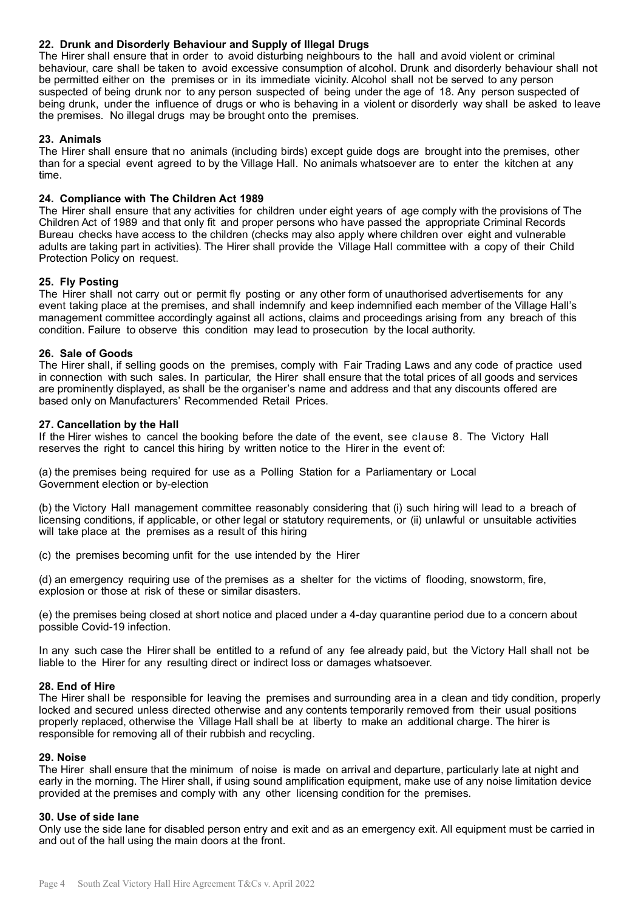#### 22. Drunk and Disorderly Behaviour and Supply of Illegal Drugs

The Hirer shall ensure that in order to avoid disturbing neighbours to the hall and avoid violent or criminal behaviour, care shall be taken to avoid excessive consumption of alcohol. Drunk and disorderly behaviour shall not be permitted either on the premises or in its immediate vicinity. Alcohol shall not be served to any person suspected of being drunk nor to any person suspected of being under the age of 18. Any person suspected of being drunk, under the influence of drugs or who is behaving in a violent or disorderly way shall be asked to leave the premises. No illegal drugs may be brought onto the premises.

#### 23. Animals

The Hirer shall ensure that no animals (including birds) except guide dogs are brought into the premises, other than for a special event agreed to by the Village Hall. No animals whatsoever are to enter the kitchen at any time.

#### 24. Compliance with The Children Act 1989

The Hirer shall ensure that any activities for children under eight years of age comply with the provisions of The Children Act of 1989 and that only fit and proper persons who have passed the appropriate Criminal Records Bureau checks have access to the children (checks may also apply where children over eight and vulnerable adults are taking part in activities). The Hirer shall provide the Village Hall committee with a copy of their Child Protection Policy on request.

#### 25. Fly Posting

The Hirer shall not carry out or permit fly posting or any other form of unauthorised advertisements for any event taking place at the premises, and shall indemnify and keep indemnified each member of the Village Hall's management committee accordingly against all actions, claims and proceedings arising from any breach of this condition. Failure to observe this condition may lead to prosecution by the local authority.

#### 26. Sale of Goods

The Hirer shall, if selling goods on the premises, comply with Fair Trading Laws and any code of practice used in connection with such sales. In particular, the Hirer shall ensure that the total prices of all goods and services are prominently displayed, as shall be the organiser's name and address and that any discounts offered are based only on Manufacturers' Recommended Retail Prices.

#### 27. Cancellation by the Hall

If the Hirer wishes to cancel the booking before the date of the event, see clause 8. The Victory Hall reserves the right to cancel this hiring by written notice to the Hirer in the event of:

(a) the premises being required for use as a Polling Station for a Parliamentary or Local Government election or by-election

(b) the Victory Hall management committee reasonably considering that (i) such hiring will lead to a breach of licensing conditions, if applicable, or other legal or statutory requirements, or (ii) unlawful or unsuitable activities will take place at the premises as a result of this hiring

(c) the premises becoming unfit for the use intended by the Hirer

(d) an emergency requiring use of the premises as a shelter for the victims of flooding, snowstorm, fire, explosion or those at risk of these or similar disasters.

(e) the premises being closed at short notice and placed under a 4-day quarantine period due to a concern about possible Covid-19 infection.

In any such case the Hirer shall be entitled to a refund of any fee already paid, but the Victory Hall shall not be liable to the Hirer for any resulting direct or indirect loss or damages whatsoever.

#### 28. End of Hire

The Hirer shall be responsible for leaving the premises and surrounding area in a clean and tidy condition, properly locked and secured unless directed otherwise and any contents temporarily removed from their usual positions properly replaced, otherwise the Village Hall shall be at liberty to make an additional charge. The hirer is responsible for removing all of their rubbish and recycling.

#### 29. Noise

The Hirer shall ensure that the minimum of noise is made on arrival and departure, particularly late at night and early in the morning. The Hirer shall, if using sound amplification equipment, make use of any noise limitation device provided at the premises and comply with any other licensing condition for the premises.

#### 30. Use of side lane

Only use the side lane for disabled person entry and exit and as an emergency exit. All equipment must be carried in and out of the hall using the main doors at the front.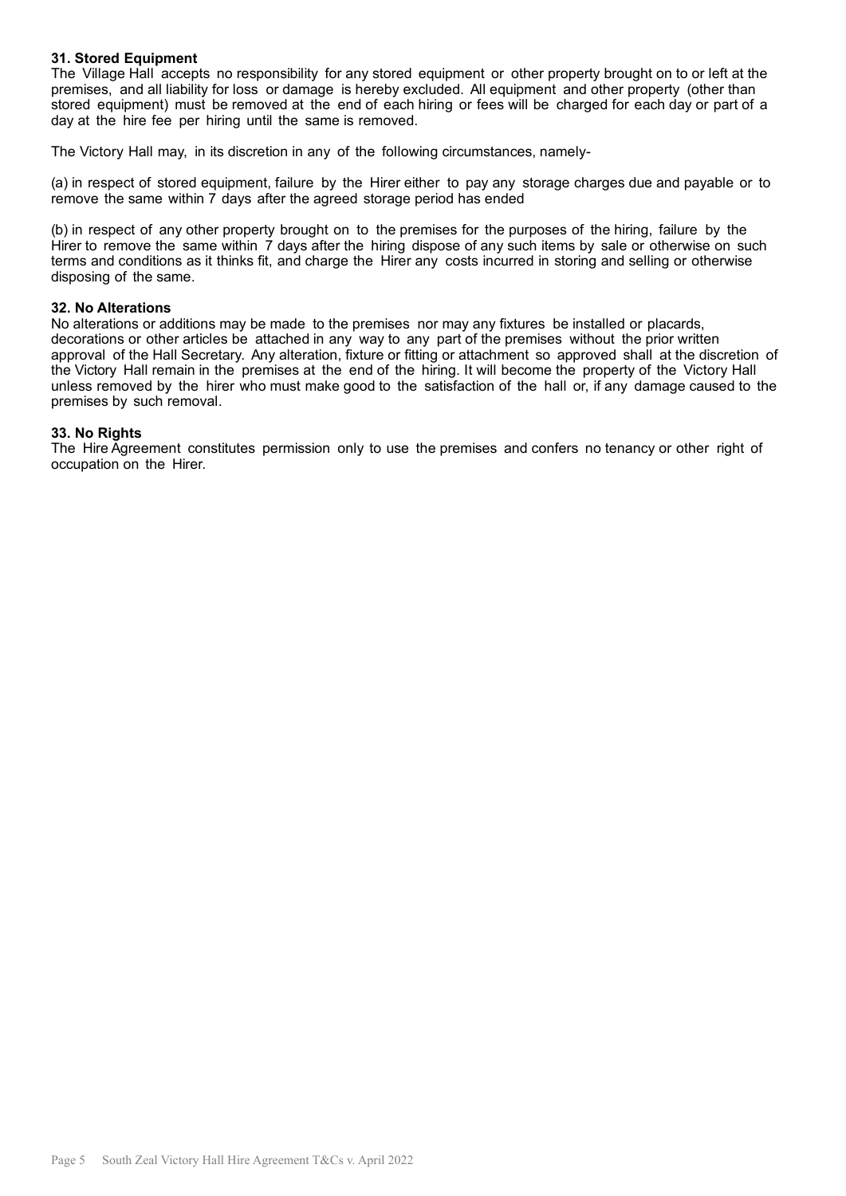**31. Stored Equipment**

The Village Hall accepts no responsibility for any stored equipment or other property brought on to or left at the premises, and all liability for loss or damage is hereby excluded. All equipment and other property (other than stored equipment) must be removed at the end of each hiring or fees will be charged for each day or part of a day at the hire fee per hiring until the same is removed.

The Victory Hall may, in its discretion in any of the following circumstances, namely-

(a) in respect of stored equipment, failure by the Hirer either to pay any storage charges due and payable or to remove the same within 7 days after the agreed storage period has ended

(b) in respect of any other property brought on to the premises for the purposes of the hiring, failure by the Hirer to remove the same within 7 days after the hiring dispose of any such items by sale or otherwise on such terms and conditions as it thinks fit, and charge the Hirer any costs incurred in storing and selling or otherwise disposing of the same.

**32. No Alterations**

No alterations or additions may be made to the premises nor may any fixtures be installed or placards, decorations or other articles be attached in any way to any part of the premises without the prior written approval of the Hall Secretary. Any alteration, fixture or fitting or attachment so approved shall at the discretion of the Victory Hall remain in the premises at the end of the hiring. It will become the property of the Victory Hall unless removed by the hirer who must make good to the satisfaction of the hall or, if any damage caused to the premises by such removal.

**33. No Rights**

The Hire Agreement constitutes permission only to use the premises and confers no tenancy or other right of occupation on the Hirer.